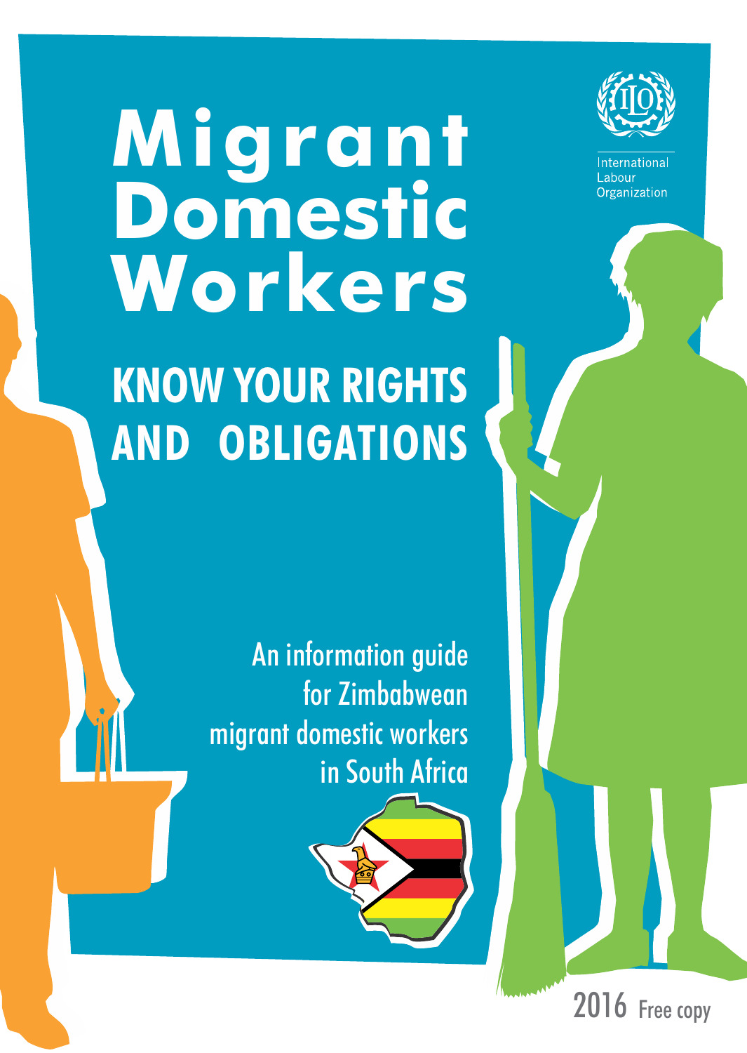# Migrant Domestic Workers

## KNOW YOUR RIGHTS AND OBLIGATIONS

International Labour Organization

An information guide for Zimbabwean migrant domestic workers in South Africa

2016 Free copy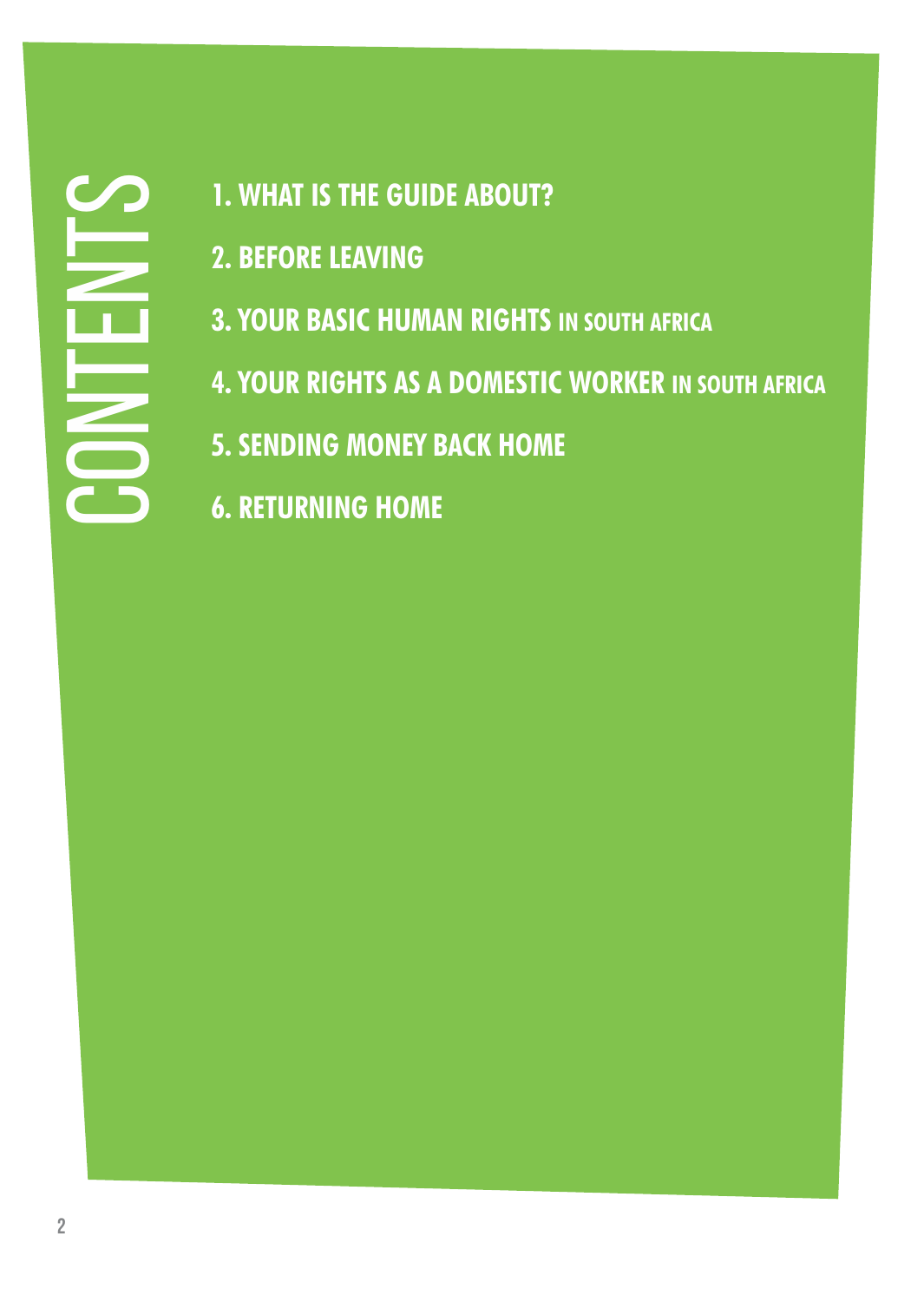# CONTENTS

1. WHAT IS THE GUIDE ABOUT?
2. BEFORE LEAVING
3. YOUR BASIC HUMAN RIGHTS IN SOUTH AFRICA
4. YOUR RIGHTS AS A DOMESTIC WORKER IN SOUTH AFRICA
5. SENDING MONEY BACK HOME
6. RETURNING HOME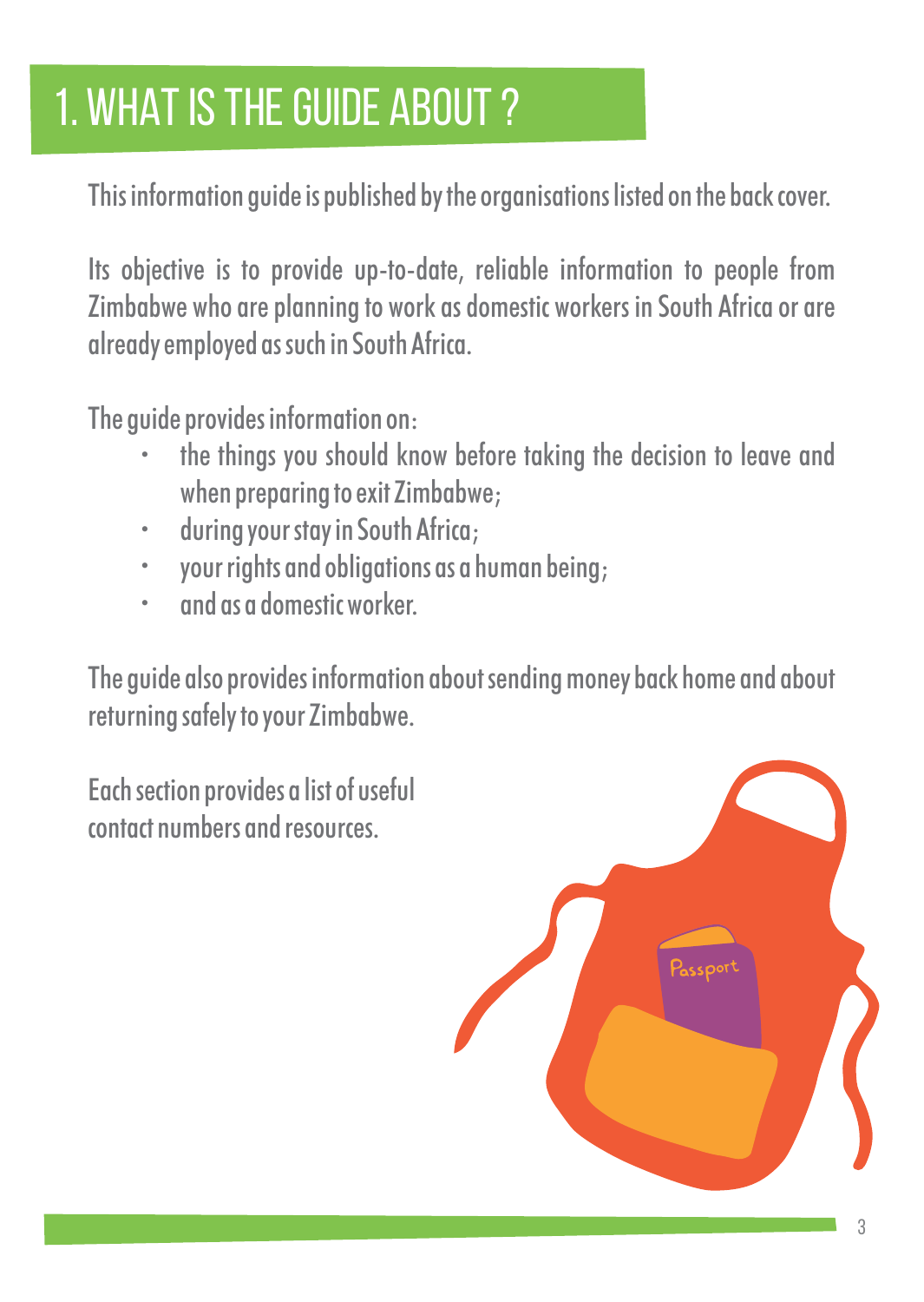# 1. WHAT IS THE GUIDE ABOUT ?

This information guide is published by the organisations listed on the back cover.

Its objective is to provide up-to-date, reliable information to people from Zimbabwe who are planning to work as domestic workers in South Africa or are already employed as such in South Africa.

The guide provides information on:

- the things you should know before taking the decision to leave and when preparing to exit Zimbabwe;
- during your stay in South Africa;
- your rights and obligations as a human being;
- and as a domestic worker.

The guide also provides information about sending money back home and about returning safely to your Zimbabwe.

Each section provides a list of useful contact numbers and resources.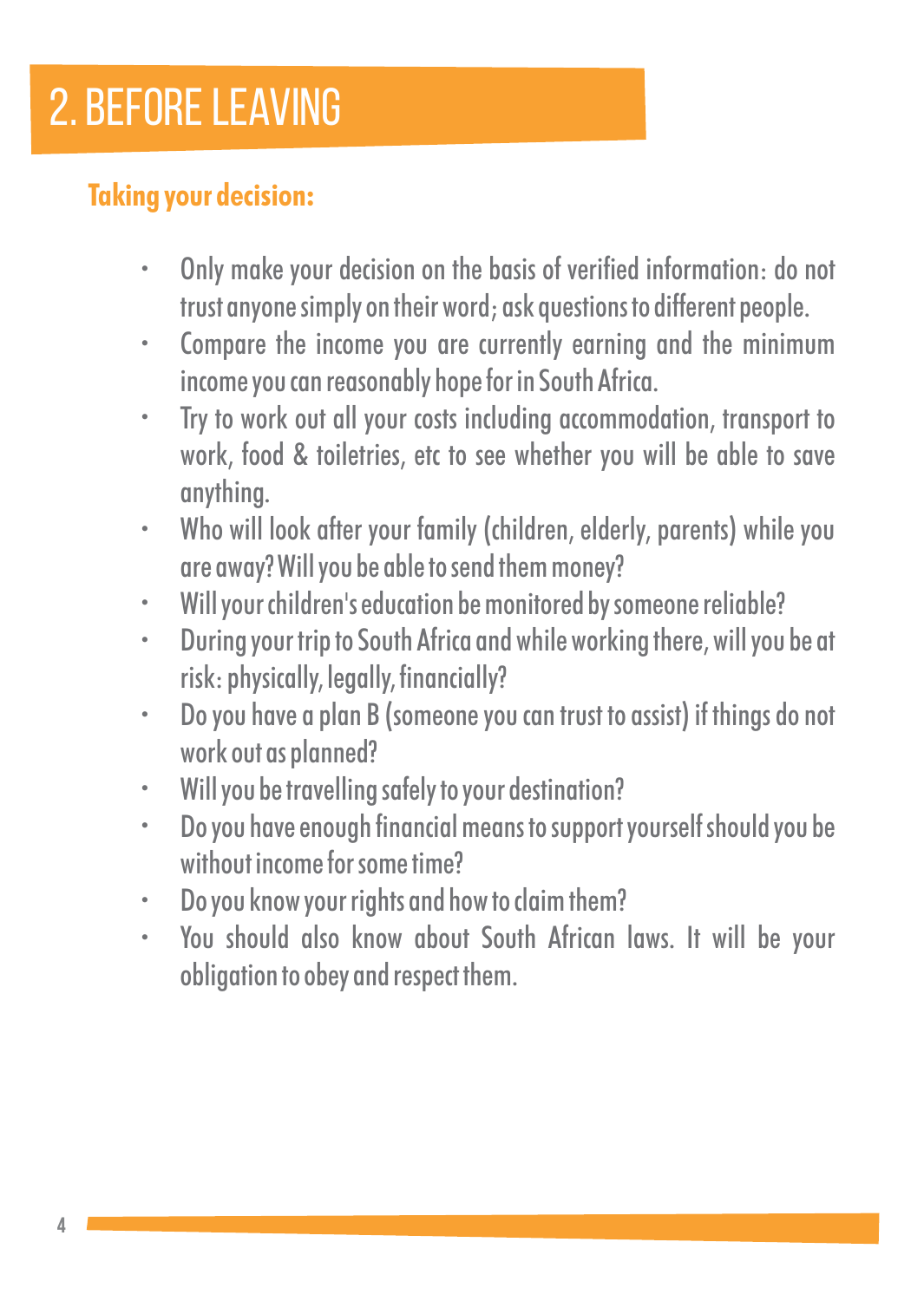# 2. BEFORE LEAVING

## Taking your decision:

- Only make your decision on the basis of verified information: do not trust anyone simply on their word; ask questions to different people.
- Compare the income you are currently earning and the minimum income you can reasonably hope for in South Africa.
- Try to work out all your costs including accommodation, transport to work, food & toiletries, etc to see whether you will be able to save anything.
- Who will look after your family (children, elderly, parents) while you are away? Will you be able to send them money?
- Will your children's education be monitored by someone reliable?
- During your trip to South Africa and while working there, will you be at risk: physically, legally, financially?
- Do you have a plan B (someone you can trust to assist) if things do not work out as planned?
- Will you be travelling safely to your destination?
- Do you have enough financial means to support yourself should you be without income for some time?
- Do you know your rights and how to claim them?
- You should also know about South African laws. It will be your obligation to obey and respect them.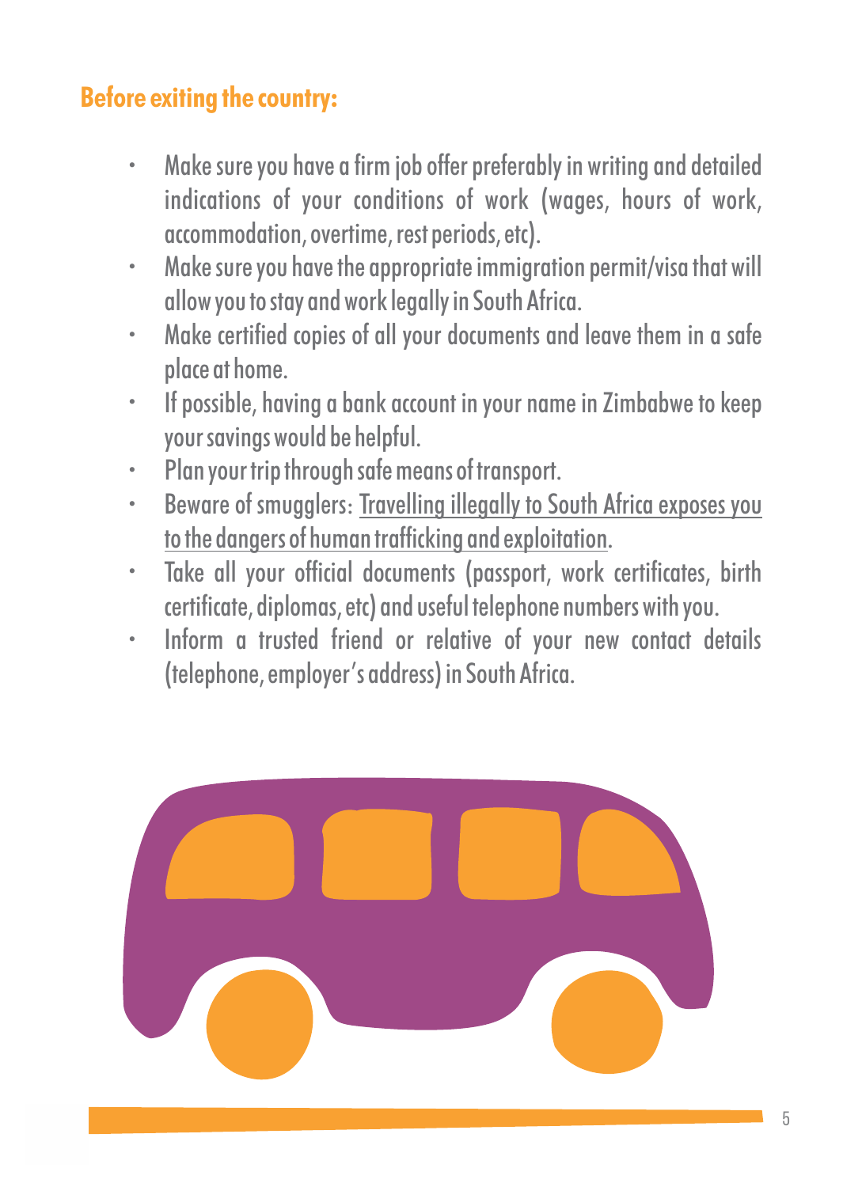## Before exiting the country:

- Make sure you have a firm job offer preferably in writing and detailed indications of your conditions of work (wages, hours of work, accommodation, overtime, rest periods, etc).
- Make sure you have the appropriate immigration permit/visa that will allow you to stay and work legally in South Africa.
- Make certified copies of all your documents and leave them in a safe place at home.
- If possible, having a bank account in your name in Zimbabwe to keep your savings would be helpful.
- Plan your trip through safe means of transport.
- Beware of smugglers: Travelling illegally to South Africa exposes you to the dangers of human trafficking and exploitation.
- Take all your official documents (passport, work certificates, birth certificate, diplomas, etc) and useful telephone numbers with you.
- Inform a trusted friend or relative of your new contact details (telephone, employer's address) in South Africa.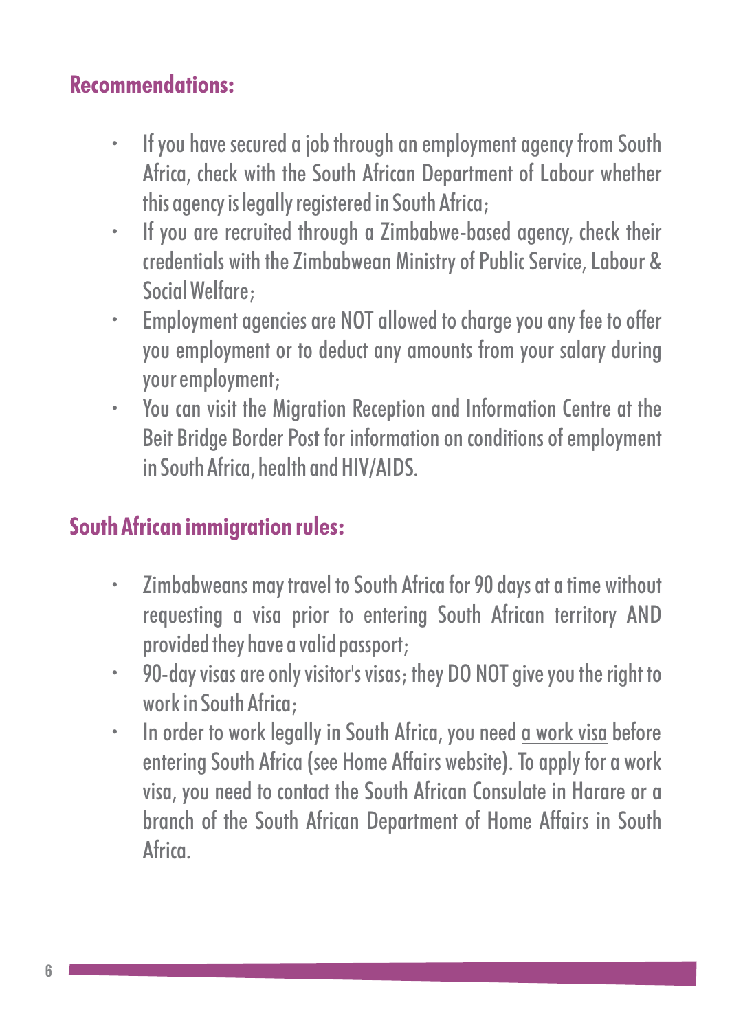## Recommendations:

- If you have secured a job through an employment agency from South Africa, check with the South African Department of Labour whether this agency is legally registered in South Africa;
- If you are recruited through a Zimbabwe-based agency, check their credentials with the Zimbabwean Ministry of Public Service, Labour & Social Welfare;
- Employment agencies are NOT allowed to charge you any fee to offer you employment or to deduct any amounts from your salary during your employment;
- You can visit the Migration Reception and Information Centre at the Beit Bridge Border Post for information on conditions of employment in South Africa, health and HIV/AIDS.

## South African immigration rules:

- Zimbabweans may travel to South Africa for 90 days at a time without requesting a visa prior to entering South African territory AND provided they have a valid passport;
- 90-day visas are only visitor's visas; they DO NOT give you the right to work in South Africa;
- In order to work legally in South Africa, you need a work visa before entering South Africa (see Home Affairs website). To apply for a work visa, you need to contact the South African Consulate in Harare or a branch of the South African Department of Home Affairs in South Africa.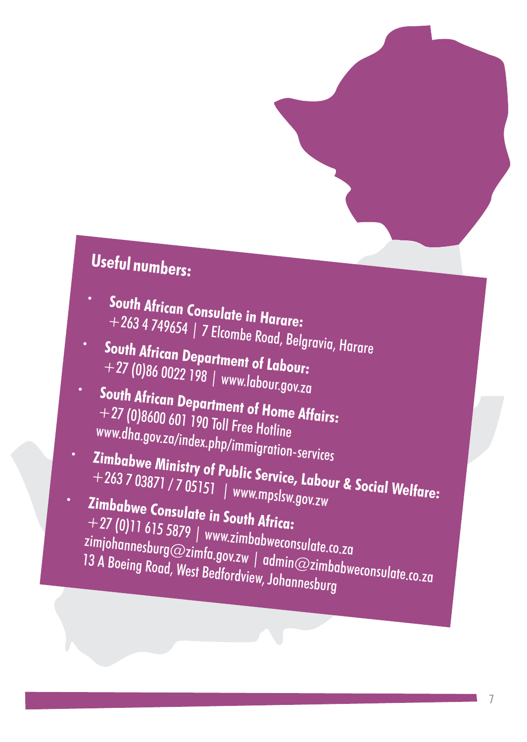## Useful numbers:

- **South African Consulate in Harare:**
  +263 4 749654 | 7 Elcombe Road, Belgravia, Harare
- **South African Department of Labour:**
  +27 (0)86 0022 198 | www.labour.gov.za
- **South African Department of Home Affairs:**
  +27 (0)8600 601 190 Toll Free Hotline
  www.dha.gov.za/index.php/immigration-services
- **Zimbabwe Ministry of Public Service, Labour & Social Welfare:**
  +263 7 03871 / 7 05151 | www.mpslsw.gov.zw
- **Zimbabwe Consulate in South Africa:**
  +27 (0)11 615 5879 | www.zimbabweconsulate.co.za
  zimjohannesburg@zimfa.gov.zw | admin@zimbabweconsulate.co.za
  13 A Boeing Road, West Bedfordview, Johannesburg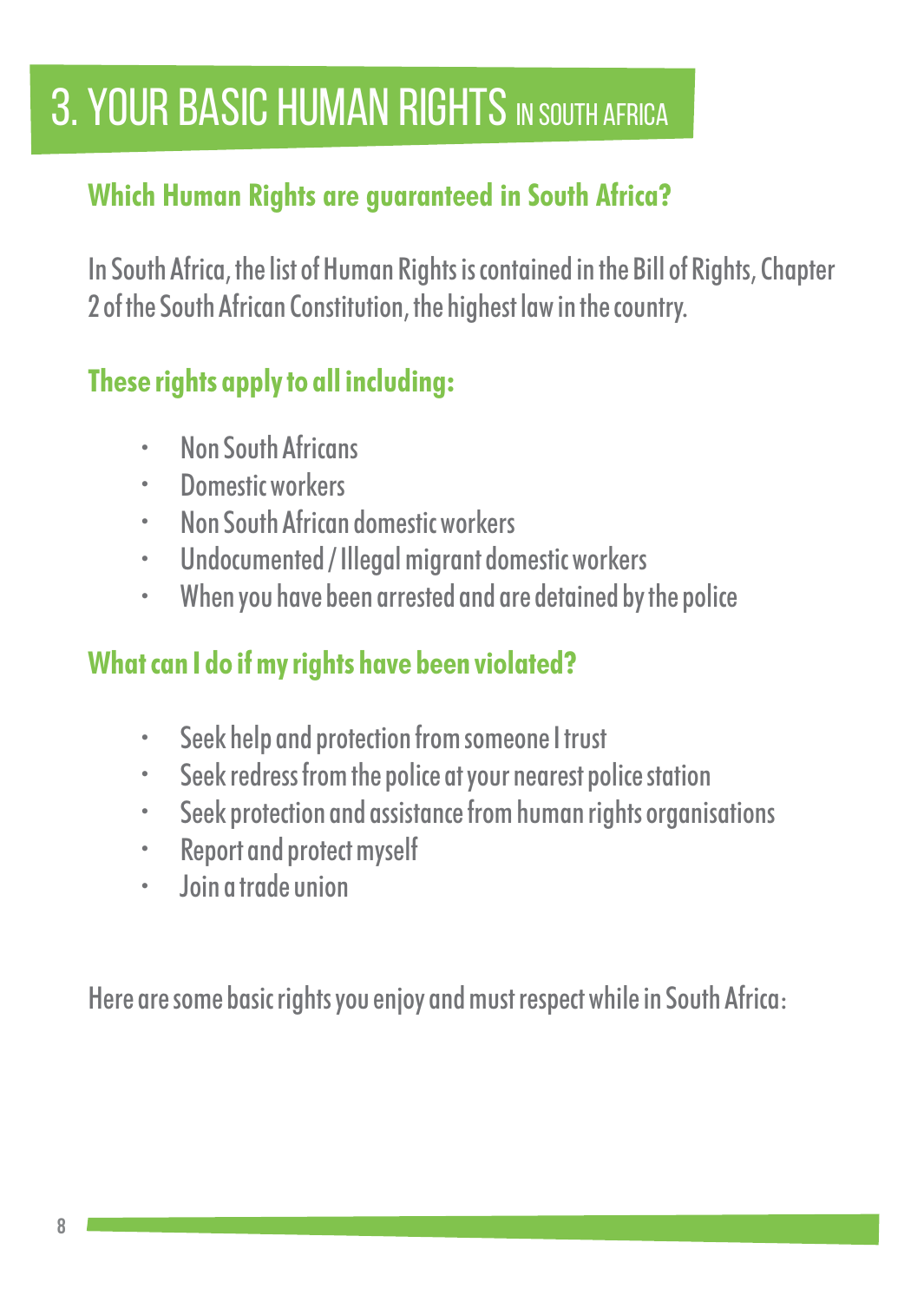# 3. YOUR BASIC HUMAN RIGHTS IN SOUTH AFRICA

## Which Human Rights are guaranteed in South Africa?

In South Africa, the list of Human Rights is contained in the Bill of Rights, Chapter 2 of the South African Constitution, the highest law in the country.

## These rights apply to all including:

- Non South Africans
- Domestic workers
- Non South African domestic workers
- Undocumented / Illegal migrant domestic workers
- When you have been arrested and are detained by the police

## What can I do if my rights have been violated?

- Seek help and protection from someone I trust
- Seek redress from the police at your nearest police station
- Seek protection and assistance from human rights organisations
- Report and protect myself
- Join a trade union

Here are some basic rights you enjoy and must respect while in South Africa: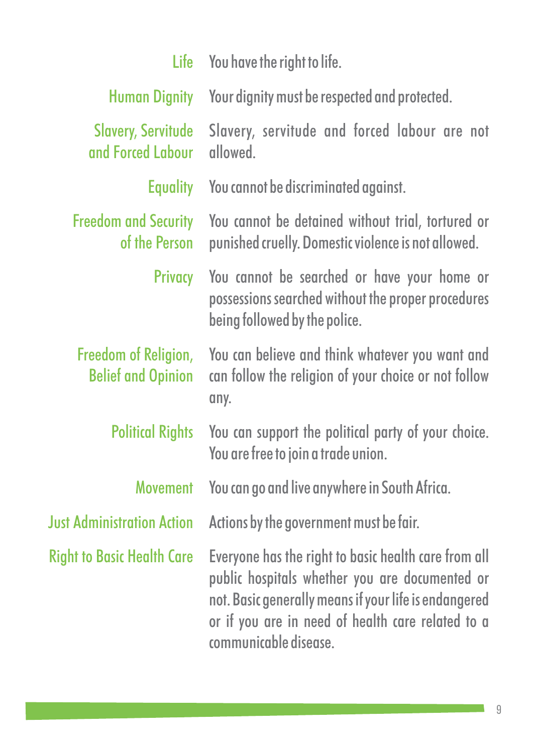**Life** You have the right to life.

**Human Dignity** Your dignity must be respected and protected.

**Slavery, Servitude and Forced Labour** Slavery, servitude and forced labour are not allowed.

**Equality** You cannot be discriminated against.

**Freedom and Security of the Person** You cannot be detained without trial, tortured or punished cruelly. Domestic violence is not allowed.

**Privacy** You cannot be searched or have your home or possessions searched without the proper procedures being followed by the police.

**Freedom of Religion, Belief and Opinion** You can believe and think whatever you want and can follow the religion of your choice or not follow any.

**Political Rights** You can support the political party of your choice. You are free to join a trade union.

**Movement** You can go and live anywhere in South Africa.

**Just Administration Action** Actions by the government must be fair.

**Right to Basic Health Care** Everyone has the right to basic health care from all public hospitals whether you are documented or not. Basic generally means if your life is endangered or if you are in need of health care related to a communicable disease.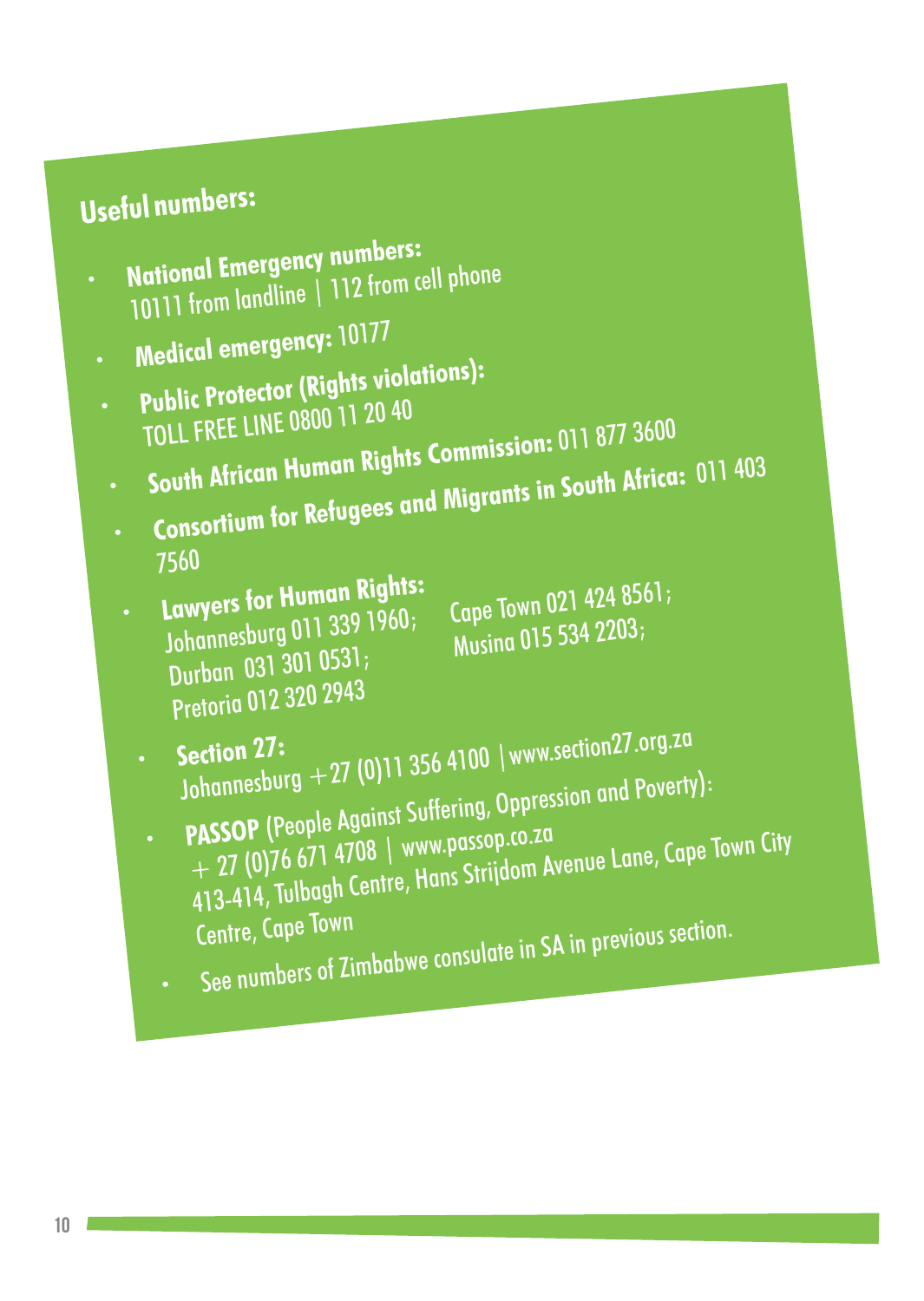## Useful numbers:

- **National Emergency numbers:** 10111 from landline | 112 from cell phone
- **Medical emergency:** 10177
- **Public Protector (Rights violations):** TOLL FREE LINE 0800 11 20 40
- **South African Human Rights Commission:** 011 877 3600
- **Consortium for Refugees and Migrants in South Africa:** 011 403 7560
- **Lawyers for Human Rights:** Johannesburg 011 339 1960; Durban 031 301 0531; Pretoria 012 320 2943; Cape Town 021 424 8561; Musina 015 534 2203;
- **Section 27:** Johannesburg +27 (0)11 356 4100 | www.section27.org.za
- **PASSOP** (People Against Suffering, Oppression and Poverty): + 27 (0)76 671 4708 | www.passop.co.za 413-414, Tulbagh Centre, Hans Strijdom Avenue Lane, Cape Town City Centre, Cape Town
- See numbers of Zimbabwe consulate in SA in previous section.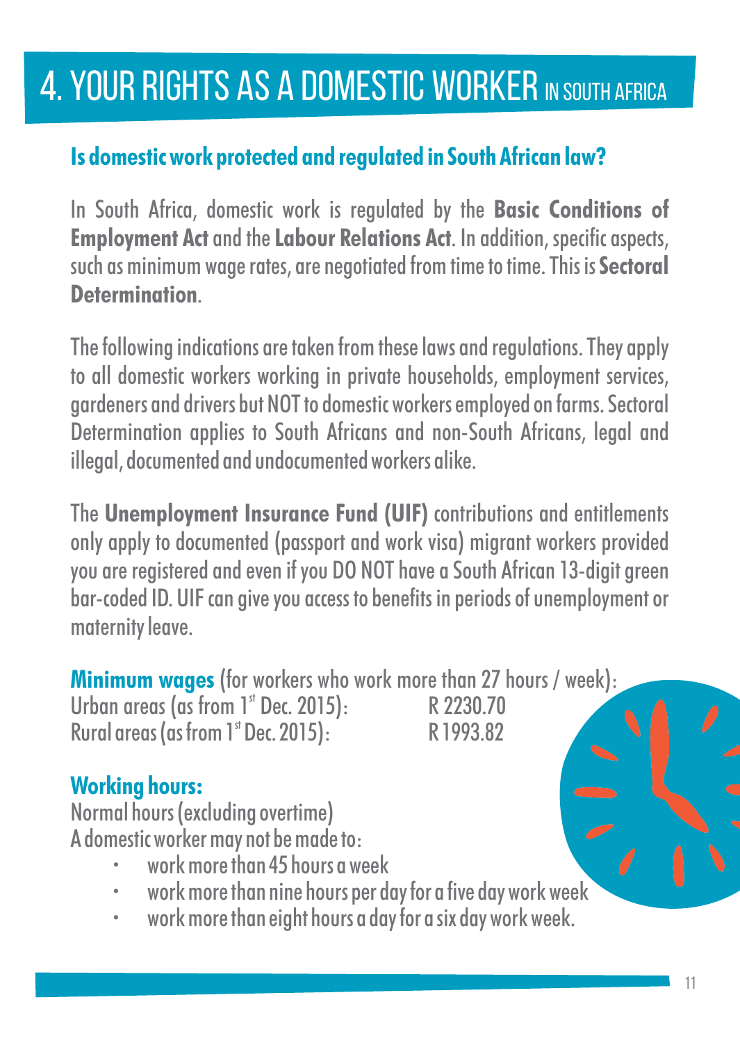# 4. YOUR RIGHTS AS A DOMESTIC WORKER IN SOUTH AFRICA

## Is domestic work protected and regulated in South African law?

In South Africa, domestic work is regulated by the **Basic Conditions of Employment Act** and the **Labour Relations Act**. In addition, specific aspects, such as minimum wage rates, are negotiated from time to time. This is **Sectoral Determination**.

The following indications are taken from these laws and regulations. They apply to all domestic workers working in private households, employment services, gardeners and drivers but NOT to domestic workers employed on farms. Sectoral Determination applies to South Africans and non-South Africans, legal and illegal, documented and undocumented workers alike.

The **Unemployment Insurance Fund (UIF)** contributions and entitlements only apply to documented (passport and work visa) migrant workers provided you are registered and even if you DO NOT have a South African 13-digit green bar-coded ID. UIF can give you access to benefits in periods of unemployment or maternity leave.

**Minimum wages** (for workers who work more than 27 hours / week):

| | |
|---|---|
| Urban areas (as from 1st Dec. 2015): | R 2230.70 |
| Rural areas (as from 1st Dec. 2015): | R 1993.82 |

**Working hours:**

Normal hours (excluding overtime)

A domestic worker may not be made to:

- work more than 45 hours a week
- work more than nine hours per day for a five day work week
- work more than eight hours a day for a six day work week.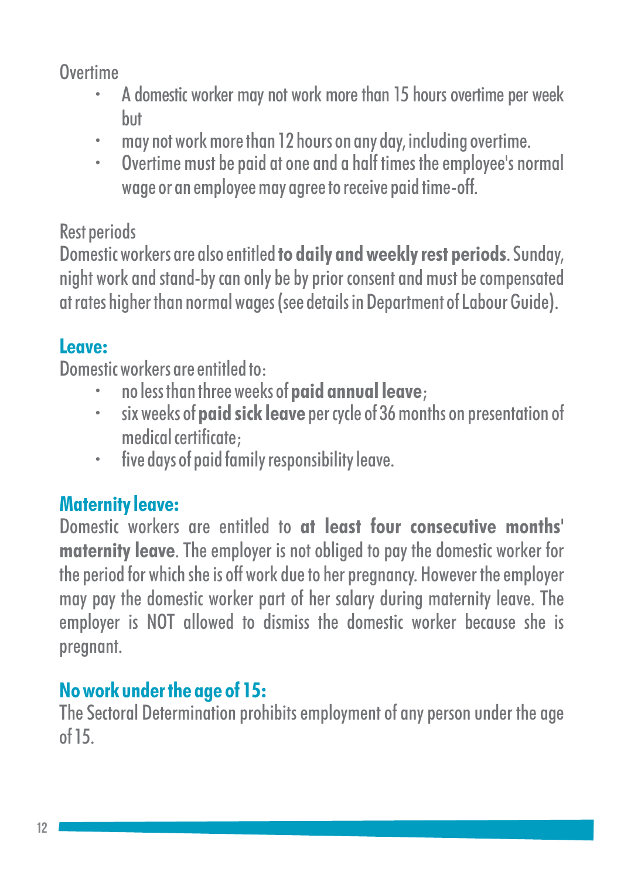Overtime

- A domestic worker may not work more than 15 hours overtime per week but
- may not work more than 12 hours on any day, including overtime.
- Overtime must be paid at one and a half times the employee's normal wage or an employee may agree to receive paid time-off.

Rest periods

Domestic workers are also entitled **to daily and weekly rest periods**. Sunday, night work and stand-by can only be by prior consent and must be compensated at rates higher than normal wages (see details in Department of Labour Guide).

## Leave:

Domestic workers are entitled to:

- no less than three weeks of **paid annual leave**;
- six weeks of **paid sick leave** per cycle of 36 months on presentation of medical certificate;
- five days of paid family responsibility leave.

## Maternity leave:

Domestic workers are entitled to **at least four consecutive months' maternity leave**. The employer is not obliged to pay the domestic worker for the period for which she is off work due to her pregnancy. However the employer may pay the domestic worker part of her salary during maternity leave. The employer is NOT allowed to dismiss the domestic worker because she is pregnant.

## No work under the age of 15:

The Sectoral Determination prohibits employment of any person under the age of 15.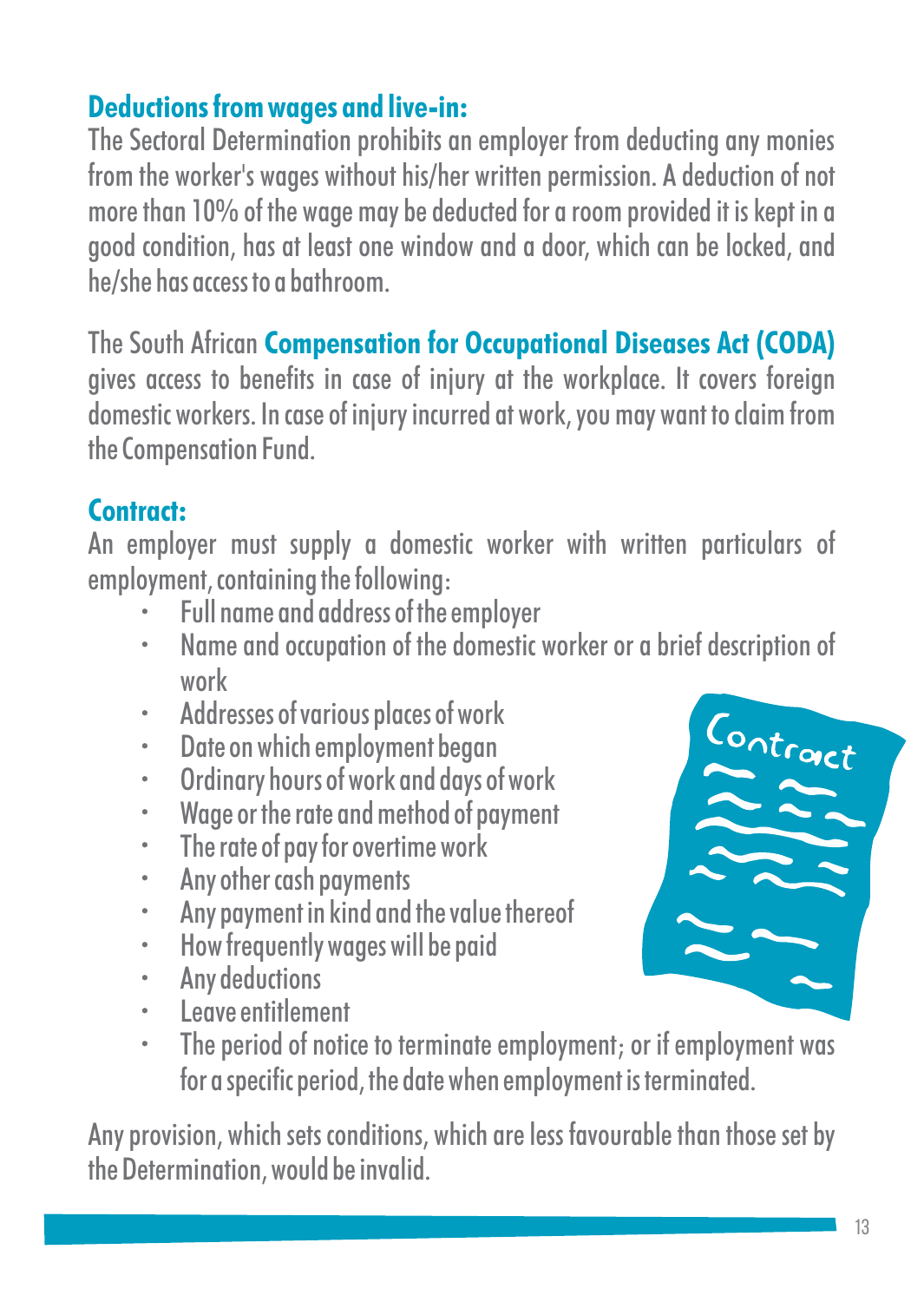## Deductions from wages and live-in:

The Sectoral Determination prohibits an employer from deducting any monies from the worker's wages without his/her written permission. A deduction of not more than 10% of the wage may be deducted for a room provided it is kept in a good condition, has at least one window and a door, which can be locked, and he/she has access to a bathroom.

The South African **Compensation for Occupational Diseases Act (CODA)** gives access to benefits in case of injury at the workplace. It covers foreign domestic workers. In case of injury incurred at work, you may want to claim from the Compensation Fund.

## Contract:

An employer must supply a domestic worker with written particulars of employment, containing the following:

- Full name and address of the employer
- Name and occupation of the domestic worker or a brief description of work
- Addresses of various places of work
- Date on which employment began
- Ordinary hours of work and days of work
- Wage or the rate and method of payment
- The rate of pay for overtime work
- Any other cash payments
- Any payment in kind and the value thereof
- How frequently wages will be paid
- Any deductions
- Leave entitlement
- The period of notice to terminate employment; or if employment was for a specific period, the date when employment is terminated.

Any provision, which sets conditions, which are less favourable than those set by the Determination, would be invalid.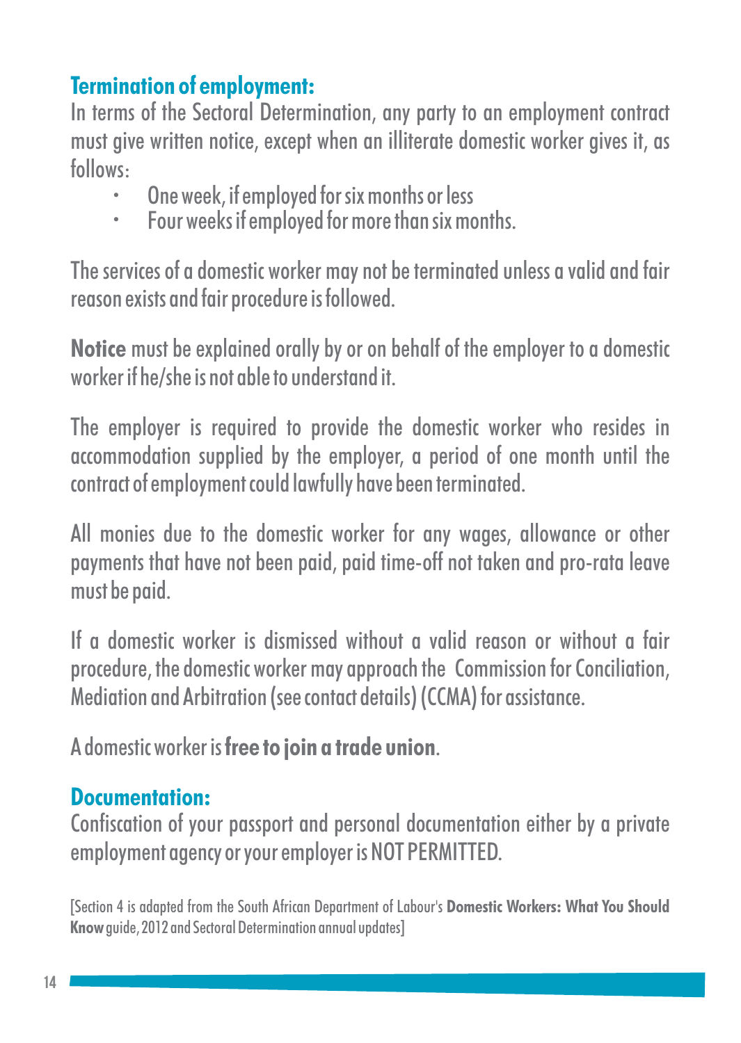## Termination of employment:

In terms of the Sectoral Determination, any party to an employment contract must give written notice, except when an illiterate domestic worker gives it, as follows:

- One week, if employed for six months or less
- Four weeks if employed for more than six months.

The services of a domestic worker may not be terminated unless a valid and fair reason exists and fair procedure is followed.

**Notice** must be explained orally by or on behalf of the employer to a domestic worker if he/she is not able to understand it.

The employer is required to provide the domestic worker who resides in accommodation supplied by the employer, a period of one month until the contract of employment could lawfully have been terminated.

All monies due to the domestic worker for any wages, allowance or other payments that have not been paid, paid time-off not taken and pro-rata leave must be paid.

If a domestic worker is dismissed without a valid reason or without a fair procedure, the domestic worker may approach the Commission for Conciliation, Mediation and Arbitration (see contact details) (CCMA) for assistance.

A domestic worker is **free to join a trade union**.

## Documentation:

Confiscation of your passport and personal documentation either by a private employment agency or your employer is NOT PERMITTED.

[Section 4 is adapted from the South African Department of Labour's **Domestic Workers: What You Should Know** guide, 2012 and Sectoral Determination annual updates]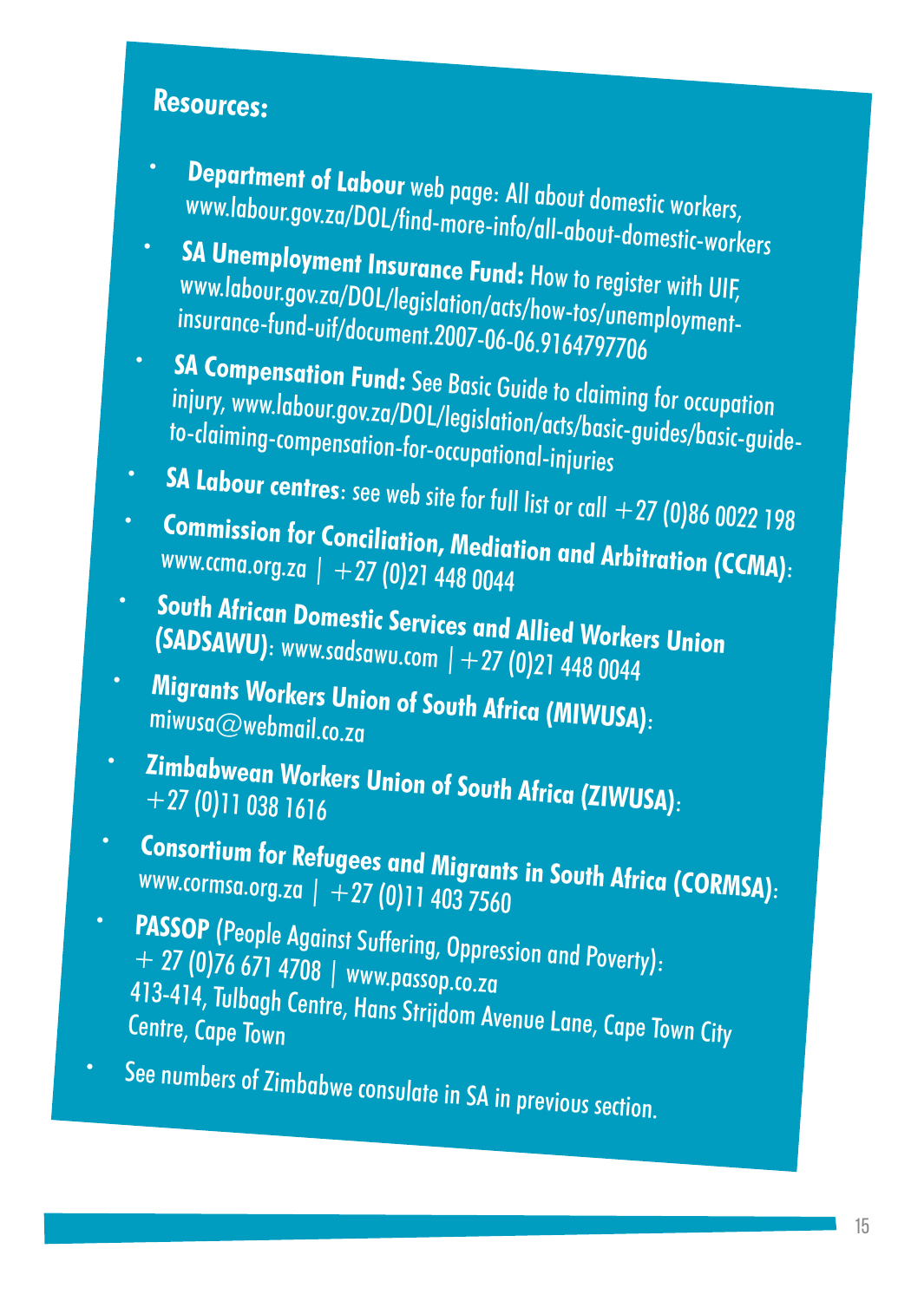## Resources:

- **Department of Labour** web page: All about domestic workers, www.labour.gov.za/DOL/find-more-info/all-about-domestic-workers
- **SA Unemployment Insurance Fund:** How to register with UIF, www.labour.gov.za/DOL/legislation/acts/how-tos/unemployment-insurance-fund-uif/document.2007-06-06.9164797706
- **SA Compensation Fund:** See Basic Guide to claiming for occupation injury, www.labour.gov.za/DOL/legislation/acts/basic-guides/basic-guide-to-claiming-compensation-for-occupational-injuries
- **SA Labour centres**: see web site for full list or call +27 (0)86 0022 198
- **Commission for Conciliation, Mediation and Arbitration (CCMA)**: www.ccma.org.za | +27 (0)21 448 0044
- **South African Domestic Services and Allied Workers Union (SADSAWU)**: www.sadsawu.com | +27 (0)21 448 0044
- **Migrants Workers Union of South Africa (MIWUSA)**: miwusa@webmail.co.za
- **Zimbabwean Workers Union of South Africa (ZIWUSA)**: +27 (0)11 038 1616
- **Consortium for Refugees and Migrants in South Africa (CORMSA)**: www.cormsa.org.za | +27 (0)11 403 7560
- **PASSOP** (People Against Suffering, Oppression and Poverty): + 27 (0)76 671 4708 | www.passop.co.za 413-414, Tulbagh Centre, Hans Strijdom Avenue Lane, Cape Town City Centre, Cape Town
- See numbers of Zimbabwe consulate in SA in previous section.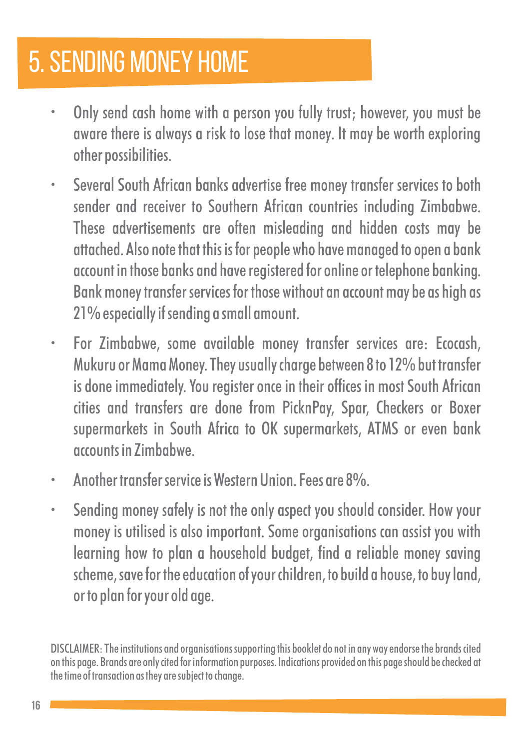# 5. SENDING MONEY HOME

- Only send cash home with a person you fully trust; however, you must be aware there is always a risk to lose that money. It may be worth exploring other possibilities.
- Several South African banks advertise free money transfer services to both sender and receiver to Southern African countries including Zimbabwe. These advertisements are often misleading and hidden costs may be attached. Also note that this is for people who have managed to open a bank account in those banks and have registered for online or telephone banking. Bank money transfer services for those without an account may be as high as 21% especially if sending a small amount.
- For Zimbabwe, some available money transfer services are: Ecocash, Mukuru or Mama Money. They usually charge between 8 to 12% but transfer is done immediately. You register once in their offices in most South African cities and transfers are done from PicknPay, Spar, Checkers or Boxer supermarkets in South Africa to OK supermarkets, ATMS or even bank accounts in Zimbabwe.
- Another transfer service is Western Union. Fees are 8%.
- Sending money safely is not the only aspect you should consider. How your money is utilised is also important. Some organisations can assist you with learning how to plan a household budget, find a reliable money saving scheme, save for the education of your children, to build a house, to buy land, or to plan for your old age.

DISCLAIMER: The institutions and organisations supporting this booklet do not in any way endorse the brands cited on this page. Brands are only cited for information purposes. Indications provided on this page should be checked at the time of transaction as they are subject to change.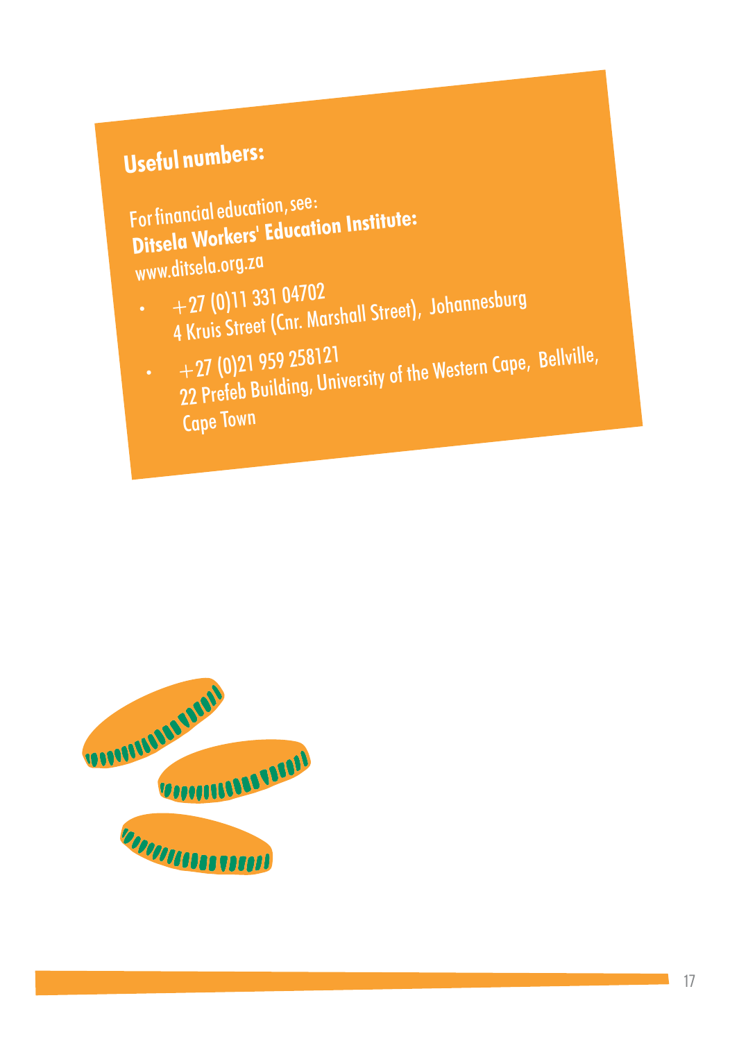## Useful numbers:

For financial education, see:

**Ditsela Workers' Education Institute:**

www.ditsela.org.za

- +27 (0)11 331 04702
  4 Kruis Street (Cnr. Marshall Street), Johannesburg
- +27 (0)21 959 258121
  22 Prefeb Building, University of the Western Cape, Bellville, Cape Town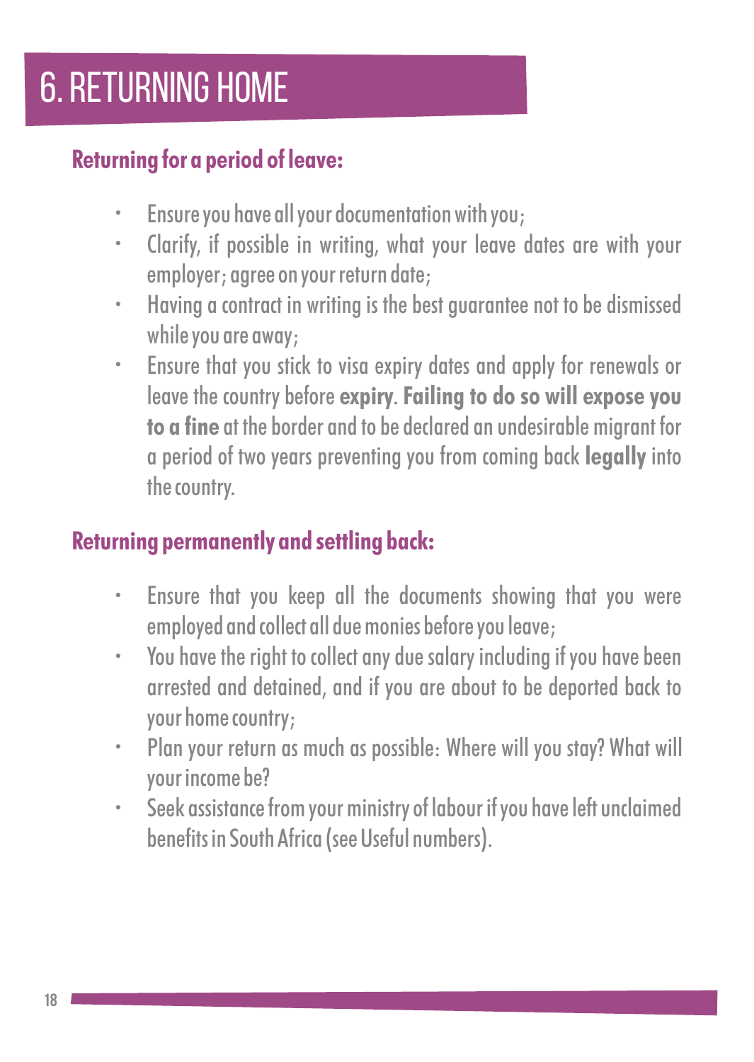# 6. RETURNING HOME

## Returning for a period of leave:

- Ensure you have all your documentation with you;
- Clarify, if possible in writing, what your leave dates are with your employer; agree on your return date;
- Having a contract in writing is the best guarantee not to be dismissed while you are away;
- Ensure that you stick to visa expiry dates and apply for renewals or leave the country before **expiry**. **Failing to do so will expose you to a fine** at the border and to be declared an undesirable migrant for a period of two years preventing you from coming back **legally** into the country.

## Returning permanently and settling back:

- Ensure that you keep all the documents showing that you were employed and collect all due monies before you leave;
- You have the right to collect any due salary including if you have been arrested and detained, and if you are about to be deported back to your home country;
- Plan your return as much as possible: Where will you stay? What will your income be?
- Seek assistance from your ministry of labour if you have left unclaimed benefits in South Africa (see Useful numbers).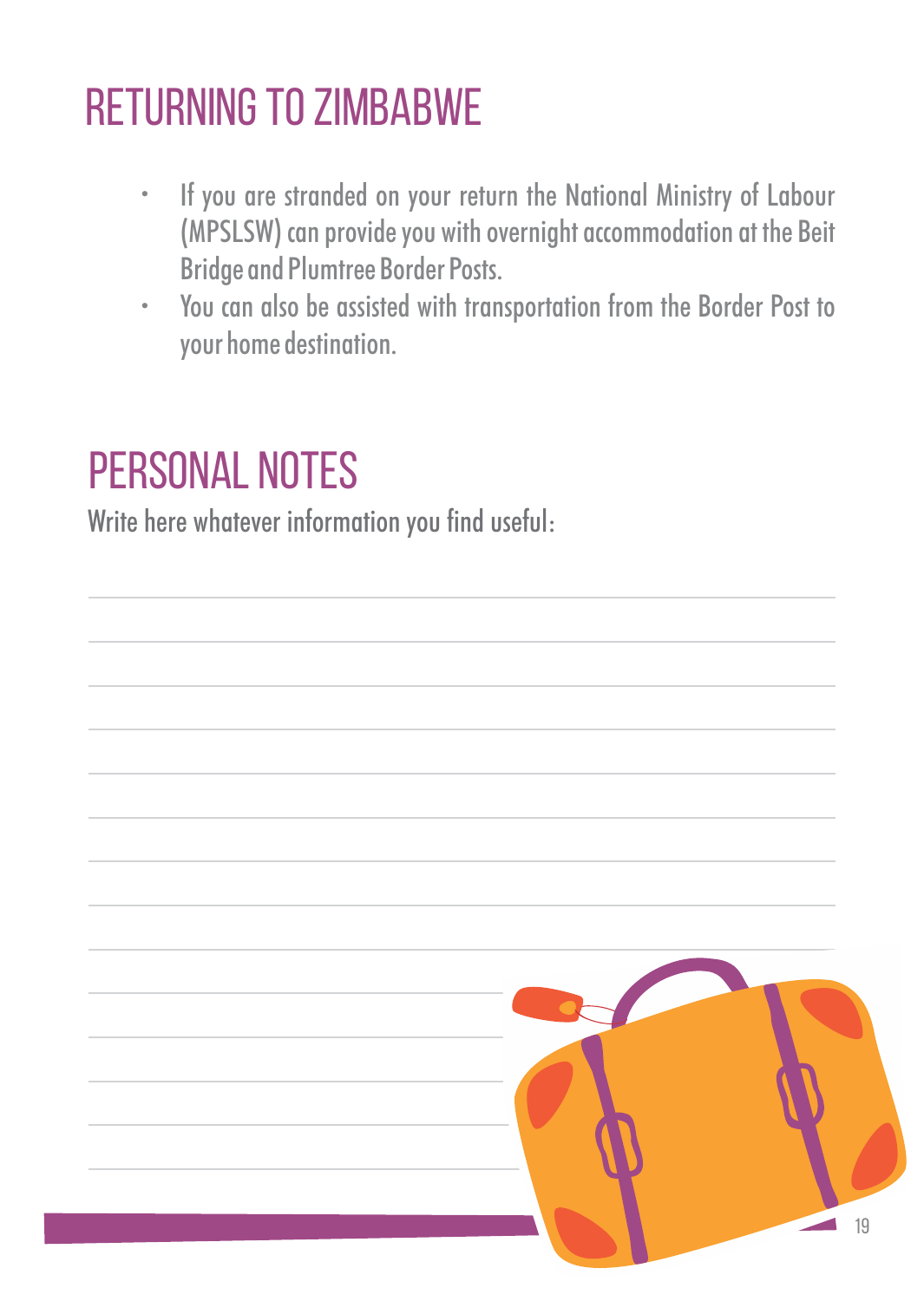# RETURNING TO ZIMBABWE

- If you are stranded on your return the National Ministry of Labour (MPSLSW) can provide you with overnight accommodation at the Beit Bridge and Plumtree Border Posts.
- You can also be assisted with transportation from the Border Post to your home destination.

# PERSONAL NOTES

Write here whatever information you find useful: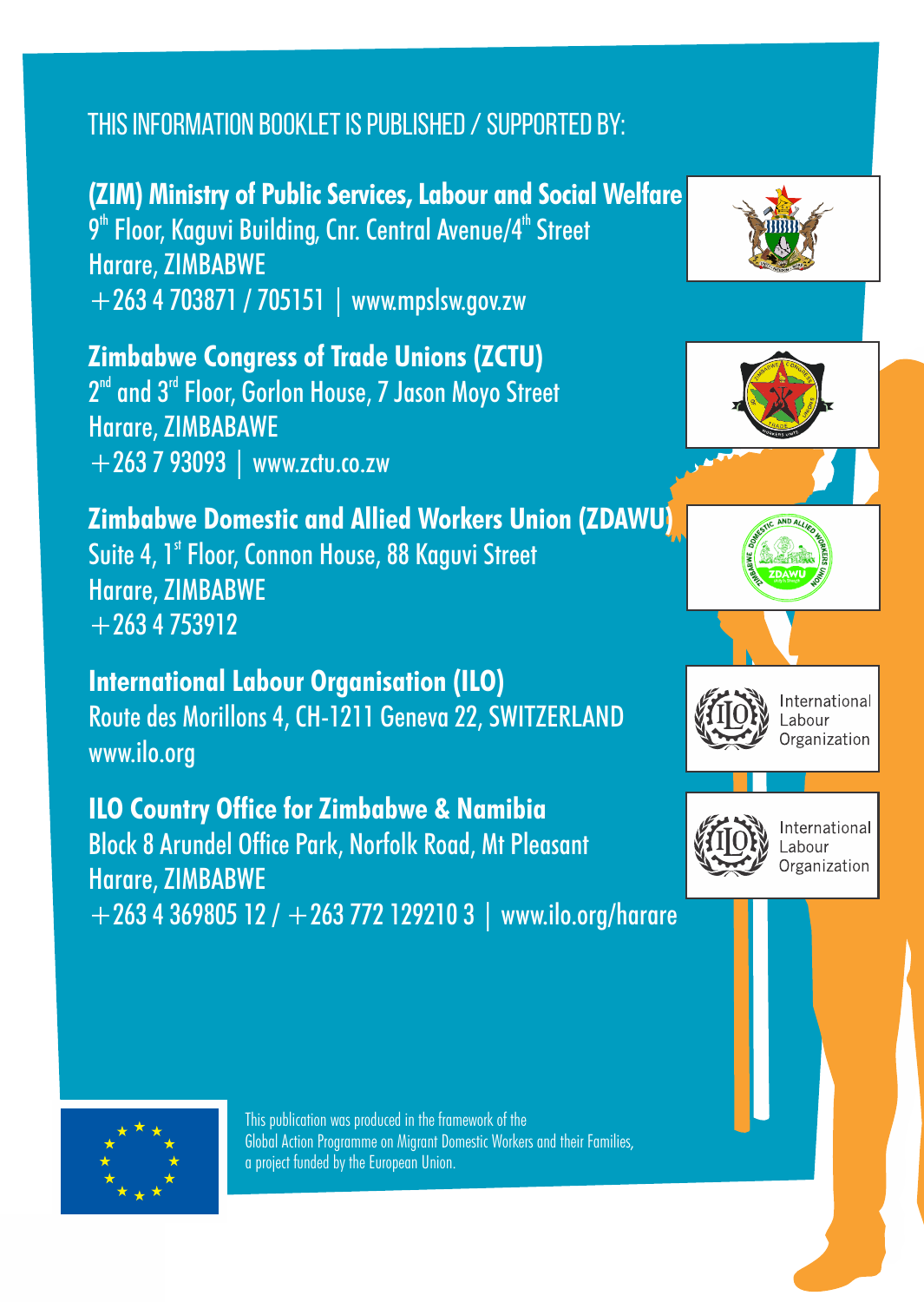## THIS INFORMATION BOOKLET IS PUBLISHED / SUPPORTED BY:

**(ZIM) Ministry of Public Services, Labour and Social Welfare**
9th Floor, Kaguvi Building, Cnr. Central Avenue/4th Street
Harare, ZIMBABWE
+263 4 703871 / 705151 | www.mpslsw.gov.zw

**Zimbabwe Congress of Trade Unions (ZCTU)**
2nd and 3rd Floor, Gorlon House, 7 Jason Moyo Street
Harare, ZIMBABAWE
+263 7 93093 | www.zctu.co.zw

**Zimbabwe Domestic and Allied Workers Union (ZDAWU)**
Suite 4, 1st Floor, Connon House, 88 Kaguvi Street
Harare, ZIMBABWE
+263 4 753912

**International Labour Organisation (ILO)**
Route des Morillons 4, CH-1211 Geneva 22, SWITZERLAND
www.ilo.org

**ILO Country Office for Zimbabwe & Namibia**
Block 8 Arundel Office Park, Norfolk Road, Mt Pleasant
Harare, ZIMBABWE
+263 4 369805 12 / +263 772 129210 3 | www.ilo.org/harare

International Labour Organization

International Labour Organization

This publication was produced in the framework of the Global Action Programme on Migrant Domestic Workers and their Families, a project funded by the European Union.